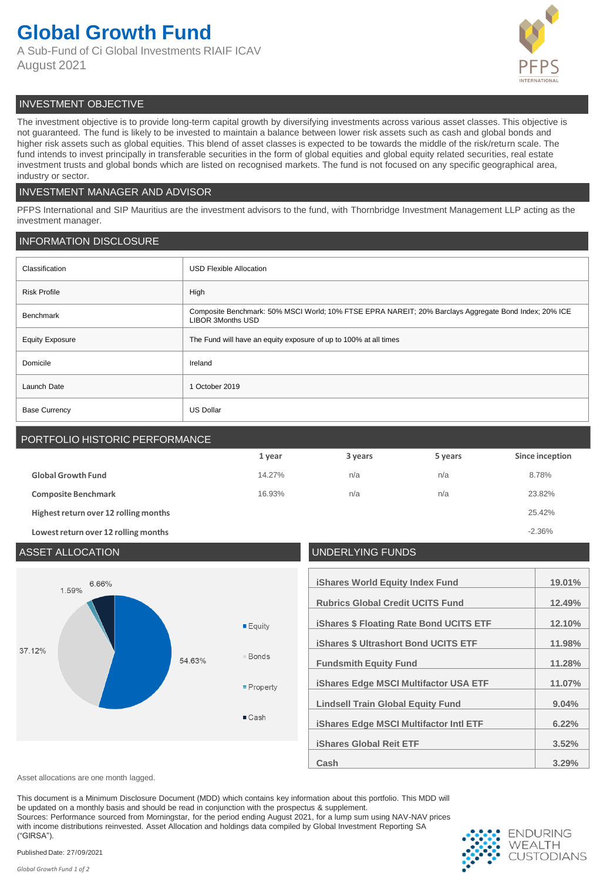# Global Growth Fund

A Sub-Fund of Ci Global Investments RIAIF ICAV
August 2021

PFPS INTERNATIONAL

## INVESTMENT OBJECTIVE

The investment objective is to provide long-term capital growth by diversifying investments across various asset classes. This objective is not guaranteed. The fund is likely to be invested to maintain a balance between lower risk assets such as cash and global bonds and higher risk assets such as global equities. This blend of asset classes is expected to be towards the middle of the risk/return scale. The fund intends to invest principally in transferable securities in the form of global equities and global equity related securities, real estate investment trusts and global bonds which are listed on recognised markets. The fund is not focused on any specific geographical area, industry or sector.

## INVESTMENT MANAGER AND ADVISOR

PFPS International and SIP Mauritius are the investment advisors to the fund, with Thornbridge Investment Management LLP acting as the investment manager.

## INFORMATION DISCLOSURE

| | |
|---|---|
| Classification | USD Flexible Allocation |
| Risk Profile | High |
| Benchmark | Composite Benchmark: 50% MSCI World; 10% FTSE EPRA NAREIT; 20% Barclays Aggregate Bond Index; 20% ICE LIBOR 3Months USD |
| Equity Exposure | The Fund will have an equity exposure of up to 100% at all times |
| Domicile | Ireland |
| Launch Date | 1 October 2019 |
| Base Currency | US Dollar |

## PORTFOLIO HISTORIC PERFORMANCE

| | 1 year | 3 years | 5 years | Since inception |
|---|---|---|---|---|
| **Global Growth Fund** | 14.27% | n/a | n/a | 8.78% |
| **Composite Benchmark** | 16.93% | n/a | n/a | 23.82% |
| **Highest return over 12 rolling months** | | | | 25.42% |
| **Lowest return over 12 rolling months** | | | | -2.36% |

## ASSET ALLOCATION

| Asset | Allocation |
|---|---|
| Equity | 54.63% |
| Bonds | 37.12% |
| Property | 1.59% |
| Cash | 6.66% |

## UNDERLYING FUNDS

| Fund | Weight |
|---|---|
| iShares World Equity Index Fund | 19.01% |
| Rubrics Global Credit UCITS Fund | 12.49% |
| iShares $ Floating Rate Bond UCITS ETF | 12.10% |
| iShares $ Ultrashort Bond UCITS ETF | 11.98% |
| Fundsmith Equity Fund | 11.28% |
| iShares Edge MSCI Multifactor USA ETF | 11.07% |
| Lindsell Train Global Equity Fund | 9.04% |
| iShares Edge MSCI Multifactor Intl ETF | 6.22% |
| iShares Global Reit ETF | 3.52% |
| Cash | 3.29% |

Asset allocations are one month lagged.

This document is a Minimum Disclosure Document (MDD) which contains key information about this portfolio. This MDD will be updated on a monthly basis and should be read in conjunction with the prospectus & supplement.
Sources: Performance sourced from Morningstar, for the period ending August 2021, for a lump sum using NAV-NAV prices with income distributions reinvested. Asset Allocation and holdings data compiled by Global Investment Reporting SA ("GIRSA").

Published Date: 27/09/2021

ENDURING WEALTH CUSTODIANS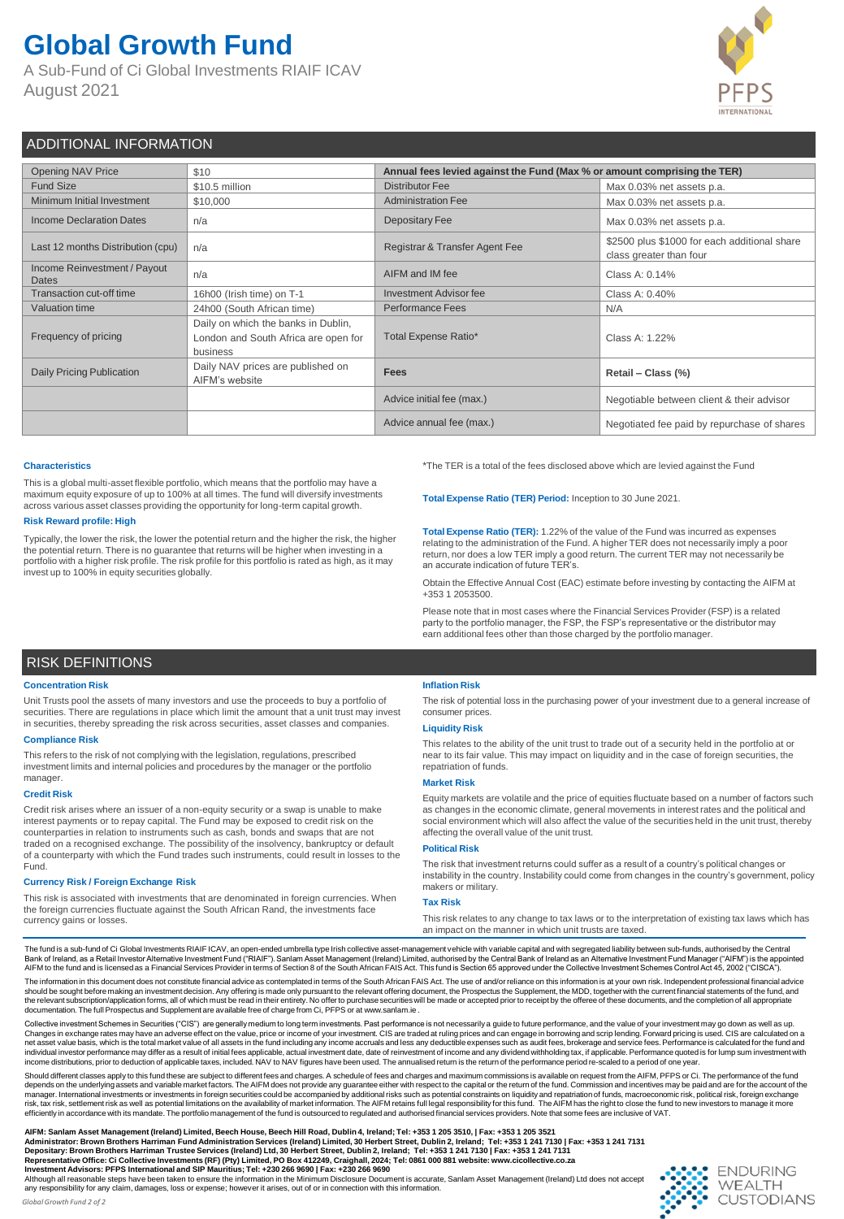# Global Growth Fund

A Sub-Fund of Ci Global Investments RIAIF ICAV
August 2021

## ADDITIONAL INFORMATION

| | | Annual fees levied against the Fund (Max % or amount comprising the TER) | |
|---|---|---|---|
| Opening NAV Price | $10 | | |
| Fund Size | $10.5 million | Distributor Fee | Max 0.03% net assets p.a. |
| Minimum Initial Investment | $10,000 | Administration Fee | Max 0.03% net assets p.a. |
| Income Declaration Dates | n/a | Depositary Fee | Max 0.03% net assets p.a. |
| Last 12 months Distribution (cpu) | n/a | Registrar & Transfer Agent Fee | $2500 plus $1000 for each additional share class greater than four |
| Income Reinvestment / Payout Dates | n/a | AIFM and IM fee | Class A: 0.14% |
| Transaction cut-off time | 16h00 (Irish time) on T-1 | Investment Advisor fee | Class A: 0.40% |
| Valuation time | 24h00 (South African time) | Performance Fees | N/A |
| Frequency of pricing | Daily on which the banks in Dublin, London and South Africa are open for business | Total Expense Ratio* | Class A: 1.22% |
| Daily Pricing Publication | Daily NAV prices are published on AIFM's website | **Fees** | **Retail – Class (%)** |
| | | Advice initial fee (max.) | Negotiable between client & their advisor |
| | | Advice annual fee (max.) | Negotiated fee paid by repurchase of shares |

**Characteristics**

This is a global multi-asset flexible portfolio, which means that the portfolio may have a maximum equity exposure of up to 100% at all times. The fund will diversify investments across various asset classes providing the opportunity for long-term capital growth.

**Risk Reward profile: High**

Typically, the lower the risk, the lower the potential return and the higher the risk, the higher the potential return. There is no guarantee that returns will be higher when investing in a portfolio with a higher risk profile. The risk profile for this portfolio is rated as high, as it may invest up to 100% in equity securities globally.

*The TER is a total of the fees disclosed above which are levied against the Fund

**Total Expense Ratio (TER) Period:** Inception to 30 June 2021.

**Total Expense Ratio (TER):** 1.22% of the value of the Fund was incurred as expenses relating to the administration of the Fund. A higher TER does not necessarily imply a poor return, nor does a low TER imply a good return. The current TER may not necessarily be an accurate indication of future TER's.

Obtain the Effective Annual Cost (EAC) estimate before investing by contacting the AIFM at +353 1 2053500.

Please note that in most cases where the Financial Services Provider (FSP) is a related party to the portfolio manager, the FSP, the FSP's representative or the distributor may earn additional fees other than those charged by the portfolio manager.

## RISK DEFINITIONS

**Concentration Risk**

Unit Trusts pool the assets of many investors and use the proceeds to buy a portfolio of securities. There are regulations in place which limit the amount that a unit trust may invest in securities, thereby spreading the risk across securities, asset classes and companies.

**Compliance Risk**

This refers to the risk of not complying with the legislation, regulations, prescribed investment limits and internal policies and procedures by the manager or the portfolio manager.

**Credit Risk**

Credit risk arises where an issuer of a non-equity security or a swap is unable to make interest payments or to repay capital. The Fund may be exposed to credit risk on the counterparties in relation to instruments such as cash, bonds and swaps that are not traded on a recognised exchange. The possibility of the insolvency, bankruptcy or default of a counterparty with which the Fund trades such instruments, could result in losses to the Fund.

**Currency Risk / Foreign Exchange Risk**

This risk is associated with investments that are denominated in foreign currencies. When the foreign currencies fluctuate against the South African Rand, the investments face currency gains or losses.

**Inflation Risk**

The risk of potential loss in the purchasing power of your investment due to a general increase of consumer prices.

**Liquidity Risk**

This relates to the ability of the unit trust to trade out of a security held in the portfolio at or near to its fair value. This may impact on liquidity and in the case of foreign securities, the repatriation of funds.

**Market Risk**

Equity markets are volatile and the price of equities fluctuate based on a number of factors such as changes in the economic climate, general movements in interest rates and the political and social environment which will also affect the value of the securities held in the unit trust, thereby affecting the overall value of the unit trust.

**Political Risk**

The risk that investment returns could suffer as a result of a country's political changes or instability in the country. Instability could come from changes in the country's government, policy makers or military.

**Tax Risk**

This risk relates to any change to tax laws or to the interpretation of existing tax laws which has an impact on the manner in which unit trusts are taxed.

The fund is a sub-fund of Ci Global Investments RIAIF ICAV, an open-ended umbrella type Irish collective asset-management vehicle with variable capital and with segregated liability between sub-funds, authorised by the Central Bank of Ireland, as a Retail Investor Alternative Investment Fund ("RIAIF"). Sanlam Asset Management (Ireland) Limited, authorised by the Central Bank of Ireland as an Alternative Investment Fund Manager ("AIFM") is the appointed AIFM to the fund and is licensed as a Financial Services Provider in terms of Section 8 of the South African FAIS Act. This fund is Section 65 approved under the Collective Investment Schemes Control Act 45, 2002 ("CISCA").

The information in this document does not constitute financial advice as contemplated in terms of the South African FAIS Act. The use of and/or reliance on this information is at your own risk. Independent professional financial advice should be sought before making an investment decision. Any offering is made only pursuant to the relevant offering document, the Prospectus the Supplement, the MDD, together with the current financial statements of the fund, and the relevant subscription/application forms, all of which must be read in their entirety. No offer to purchase securities will be made or accepted prior to receipt by the offeree of these documents, and the completion of all appropriate documentation. The full Prospectus and Supplement are available free of charge from Ci, PFPS or at www.sanlam.ie .

Collective investment Schemes in Securities ("CIS") are generally medium to long term investments. Past performance is not necessarily a guide to future performance, and the value of your investment may go down as well as up. Changes in exchange rates may have an adverse effect on the value, price or income of your investment. CIS are traded at ruling prices and can engage in borrowing and scrip lending. Forward pricing is used. CIS are calculated on a net asset value basis, which is the total market value of all assets in the fund including any income accruals and less any deductible expenses such as audit fees, brokerage and service fees. Performance is calculated for the fund and individual investor performance may differ as a result of initial fees applicable, actual investment date, date of reinvestment of income and any dividend withholding tax, if applicable. Performance quoted is for lump sum investment with income distributions, prior to deduction of applicable taxes, included. NAV to NAV figures have been used. The annualised return is the return of the performance period re-scaled to a period of one year.

Should different classes apply to this fund these are subject to different fees and charges. A schedule of fees and charges and maximum commissions is available on request from the AIFM, PFPS or Ci. The performance of the fund depends on the underlying assets and variable market factors. The AIFM does not provide any guarantee either with respect to the capital or the return of the fund. Commission and incentives may be paid and are for the account of the manager. International investments or investments in foreign securities could be accompanied by additional risks such as potential constraints on liquidity and repatriation of funds, macroeconomic risk, political risk, foreign exchange risk, tax risk, settlement risk as well as potential limitations on the availability of market information. The AIFM retains full legal responsibility for this fund. The AIFM has the right to close the fund to new investors to manage it more efficiently in accordance with its mandate. The portfolio management of the fund is outsourced to regulated and authorised financial services providers. Note that some fees are inclusive of VAT.

**AIFM: Sanlam Asset Management (Ireland) Limited, Beech House, Beech Hill Road, Dublin 4, Ireland; Tel: +353 1 205 3510, | Fax: +353 1 205 3521**
**Administrator: Brown Brothers Harriman Fund Administration Services (Ireland) Limited, 30 Herbert Street, Dublin 2, Ireland; Tel: +353 1 241 7130 | Fax: +353 1 241 7131**
**Depositary: Brown Brothers Harriman Trustee Services (Ireland) Ltd, 30 Herbert Street, Dublin 2, Ireland; Tel: +353 1 241 7130 | Fax: +353 1 241 7131**
**Representative Office: Ci Collective Investments (RF) (Pty) Limited, PO Box 412249, Craighall, 2024; Tel: 0861 000 881 website: www.cicollective.co.za**
**Investment Advisors: PFPS International and SIP Mauritius; Tel: +230 266 9690 | Fax: +230 266 9690**
Although all reasonable steps have been taken to ensure the information in the Minimum Disclosure Document is accurate, Sanlam Asset Management (Ireland) Ltd does not accept any responsibility for any claim, damages, loss or expense; however it arises, out of or in connection with this information.